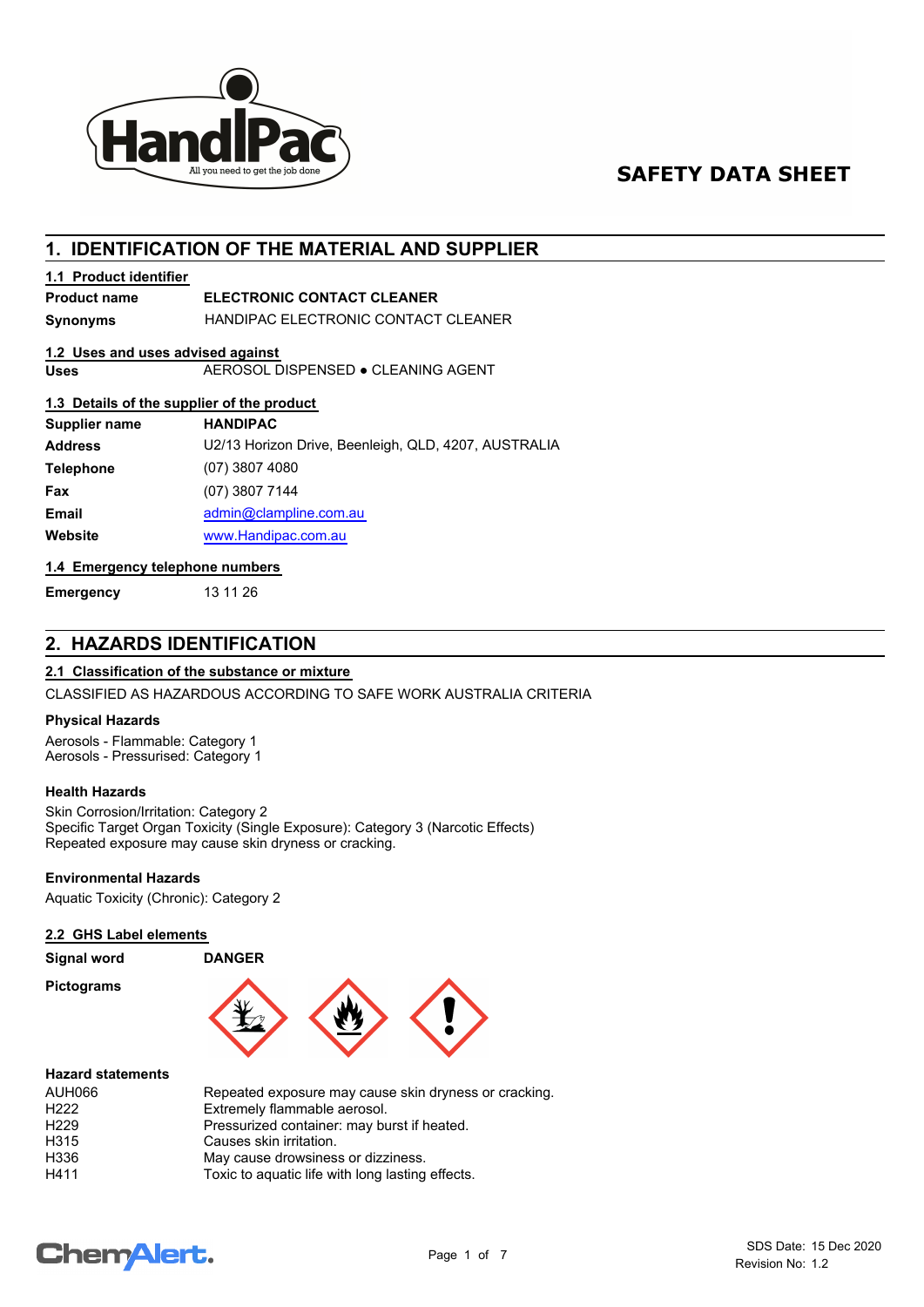# SAFETY DATA SHEET

## 1. IDENTIFICATION OF THE MATERIAL AND SUPPLIER

### 1.1 Product identifier

| | |
|---|---|
| **Product name** | **ELECTRONIC CONTACT CLEANER** |
| **Synonyms** | HANDIPAC ELECTRONIC CONTACT CLEANER |

### 1.2 Uses and uses advised against

| | |
|---|---|
| **Uses** | AEROSOL DISPENSED ● CLEANING AGENT |

### 1.3 Details of the supplier of the product

| | |
|---|---|
| **Supplier name** | **HANDIPAC** |
| **Address** | U2/13 Horizon Drive, Beenleigh, QLD, 4207, AUSTRALIA |
| **Telephone** | (07) 3807 4080 |
| **Fax** | (07) 3807 7144 |
| **Email** | admin@clampline.com.au |
| **Website** | www.Handipac.com.au |

### 1.4 Emergency telephone numbers

| | |
|---|---|
| **Emergency** | 13 11 26 |

## 2. HAZARDS IDENTIFICATION

### 2.1 Classification of the substance or mixture

CLASSIFIED AS HAZARDOUS ACCORDING TO SAFE WORK AUSTRALIA CRITERIA

**Physical Hazards**

Aerosols - Flammable: Category 1
Aerosols - Pressurised: Category 1

**Health Hazards**

Skin Corrosion/Irritation: Category 2
Specific Target Organ Toxicity (Single Exposure): Category 3 (Narcotic Effects)
Repeated exposure may cause skin dryness or cracking.

**Environmental Hazards**

Aquatic Toxicity (Chronic): Category 2

### 2.2 GHS Label elements

| | |
|---|---|
| **Signal word** | **DANGER** |
| **Pictograms** | |

**Hazard statements**

| | |
|---|---|
| AUH066 | Repeated exposure may cause skin dryness or cracking. |
| H222 | Extremely flammable aerosol. |
| H229 | Pressurized container: may burst if heated. |
| H315 | Causes skin irritation. |
| H336 | May cause drowsiness or dizziness. |
| H411 | Toxic to aquatic life with long lasting effects. |

SDS Date: 15 Dec 2020
Revision No: 1.2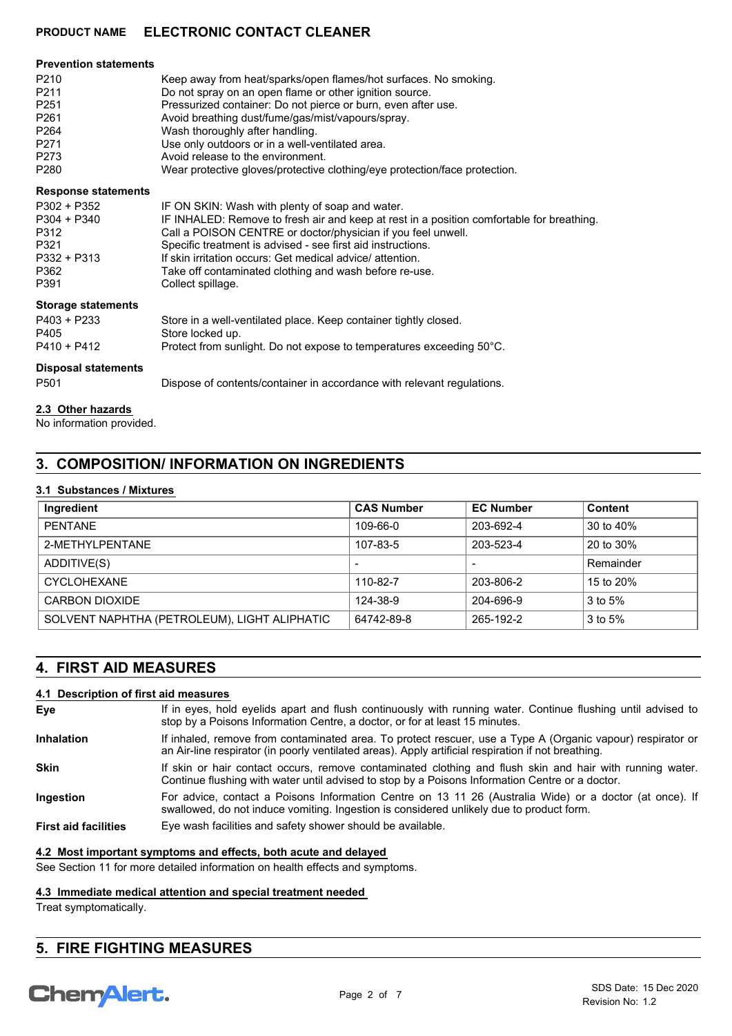**Prevention statements**

| | |
|---|---|
| P210 | Keep away from heat/sparks/open flames/hot surfaces. No smoking. |
| P211 | Do not spray on an open flame or other ignition source. |
| P251 | Pressurized container: Do not pierce or burn, even after use. |
| P261 | Avoid breathing dust/fume/gas/mist/vapours/spray. |
| P264 | Wash thoroughly after handling. |
| P271 | Use only outdoors or in a well-ventilated area. |
| P273 | Avoid release to the environment. |
| P280 | Wear protective gloves/protective clothing/eye protection/face protection. |

**Response statements**

| | |
|---|---|
| P302 + P352 | IF ON SKIN: Wash with plenty of soap and water. |
| P304 + P340 | IF INHALED: Remove to fresh air and keep at rest in a position comfortable for breathing. |
| P312 | Call a POISON CENTRE or doctor/physician if you feel unwell. |
| P321 | Specific treatment is advised - see first aid instructions. |
| P332 + P313 | If skin irritation occurs: Get medical advice/ attention. |
| P362 | Take off contaminated clothing and wash before re-use. |
| P391 | Collect spillage. |

**Storage statements**

| | |
|---|---|
| P403 + P233 | Store in a well-ventilated place. Keep container tightly closed. |
| P405 | Store locked up. |
| P410 + P412 | Protect from sunlight. Do not expose to temperatures exceeding 50°C. |

**Disposal statements**

| | |
|---|---|
| P501 | Dispose of contents/container in accordance with relevant regulations. |

### 2.3 Other hazards

No information provided.

## 3. COMPOSITION/ INFORMATION ON INGREDIENTS

### 3.1 Substances / Mixtures

| Ingredient | CAS Number | EC Number | Content |
|---|---|---|---|
| PENTANE | 109-66-0 | 203-692-4 | 30 to 40% |
| 2-METHYLPENTANE | 107-83-5 | 203-523-4 | 20 to 30% |
| ADDITIVE(S) | - | - | Remainder |
| CYCLOHEXANE | 110-82-7 | 203-806-2 | 15 to 20% |
| CARBON DIOXIDE | 124-38-9 | 204-696-9 | 3 to 5% |
| SOLVENT NAPHTHA (PETROLEUM), LIGHT ALIPHATIC | 64742-89-8 | 265-192-2 | 3 to 5% |

## 4. FIRST AID MEASURES

### 4.1 Description of first aid measures

| | |
|---|---|
| **Eye** | If in eyes, hold eyelids apart and flush continuously with running water. Continue flushing until advised to stop by a Poisons Information Centre, a doctor, or for at least 15 minutes. |
| **Inhalation** | If inhaled, remove from contaminated area. To protect rescuer, use a Type A (Organic vapour) respirator or an Air-line respirator (in poorly ventilated areas). Apply artificial respiration if not breathing. |
| **Skin** | If skin or hair contact occurs, remove contaminated clothing and flush skin and hair with running water. Continue flushing with water until advised to stop by a Poisons Information Centre or a doctor. |
| **Ingestion** | For advice, contact a Poisons Information Centre on 13 11 26 (Australia Wide) or a doctor (at once). If swallowed, do not induce vomiting. Ingestion is considered unlikely due to product form. |
| **First aid facilities** | Eye wash facilities and safety shower should be available. |

### 4.2 Most important symptoms and effects, both acute and delayed

See Section 11 for more detailed information on health effects and symptoms.

### 4.3 Immediate medical attention and special treatment needed

Treat symptomatically.

## 5. FIRE FIGHTING MEASURES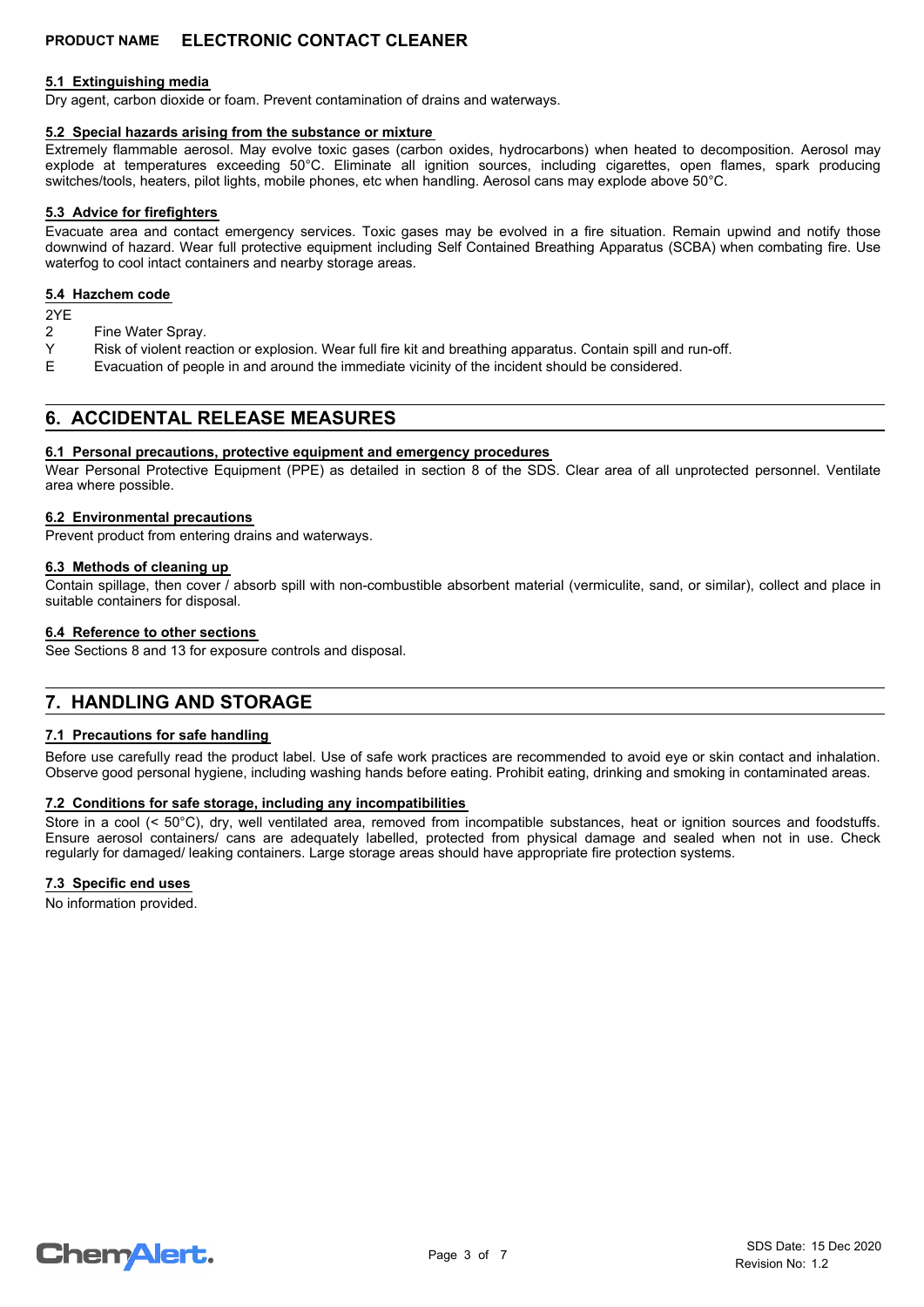### 5.1 Extinguishing media

Dry agent, carbon dioxide or foam. Prevent contamination of drains and waterways.

### 5.2 Special hazards arising from the substance or mixture

Extremely flammable aerosol. May evolve toxic gases (carbon oxides, hydrocarbons) when heated to decomposition. Aerosol may explode at temperatures exceeding 50°C. Eliminate all ignition sources, including cigarettes, open flames, spark producing switches/tools, heaters, pilot lights, mobile phones, etc when handling. Aerosol cans may explode above 50°C.

### 5.3 Advice for firefighters

Evacuate area and contact emergency services. Toxic gases may be evolved in a fire situation. Remain upwind and notify those downwind of hazard. Wear full protective equipment including Self Contained Breathing Apparatus (SCBA) when combating fire. Use waterfog to cool intact containers and nearby storage areas.

### 5.4 Hazchem code

2YE

- 2 Fine Water Spray.
- Y Risk of violent reaction or explosion. Wear full fire kit and breathing apparatus. Contain spill and run-off.
- E Evacuation of people in and around the immediate vicinity of the incident should be considered.

## 6. ACCIDENTAL RELEASE MEASURES

### 6.1 Personal precautions, protective equipment and emergency procedures

Wear Personal Protective Equipment (PPE) as detailed in section 8 of the SDS. Clear area of all unprotected personnel. Ventilate area where possible.

### 6.2 Environmental precautions

Prevent product from entering drains and waterways.

### 6.3 Methods of cleaning up

Contain spillage, then cover / absorb spill with non-combustible absorbent material (vermiculite, sand, or similar), collect and place in suitable containers for disposal.

### 6.4 Reference to other sections

See Sections 8 and 13 for exposure controls and disposal.

## 7. HANDLING AND STORAGE

### 7.1 Precautions for safe handling

Before use carefully read the product label. Use of safe work practices are recommended to avoid eye or skin contact and inhalation. Observe good personal hygiene, including washing hands before eating. Prohibit eating, drinking and smoking in contaminated areas.

### 7.2 Conditions for safe storage, including any incompatibilities

Store in a cool (< 50°C), dry, well ventilated area, removed from incompatible substances, heat or ignition sources and foodstuffs. Ensure aerosol containers/ cans are adequately labelled, protected from physical damage and sealed when not in use. Check regularly for damaged/ leaking containers. Large storage areas should have appropriate fire protection systems.

### 7.3 Specific end uses

No information provided.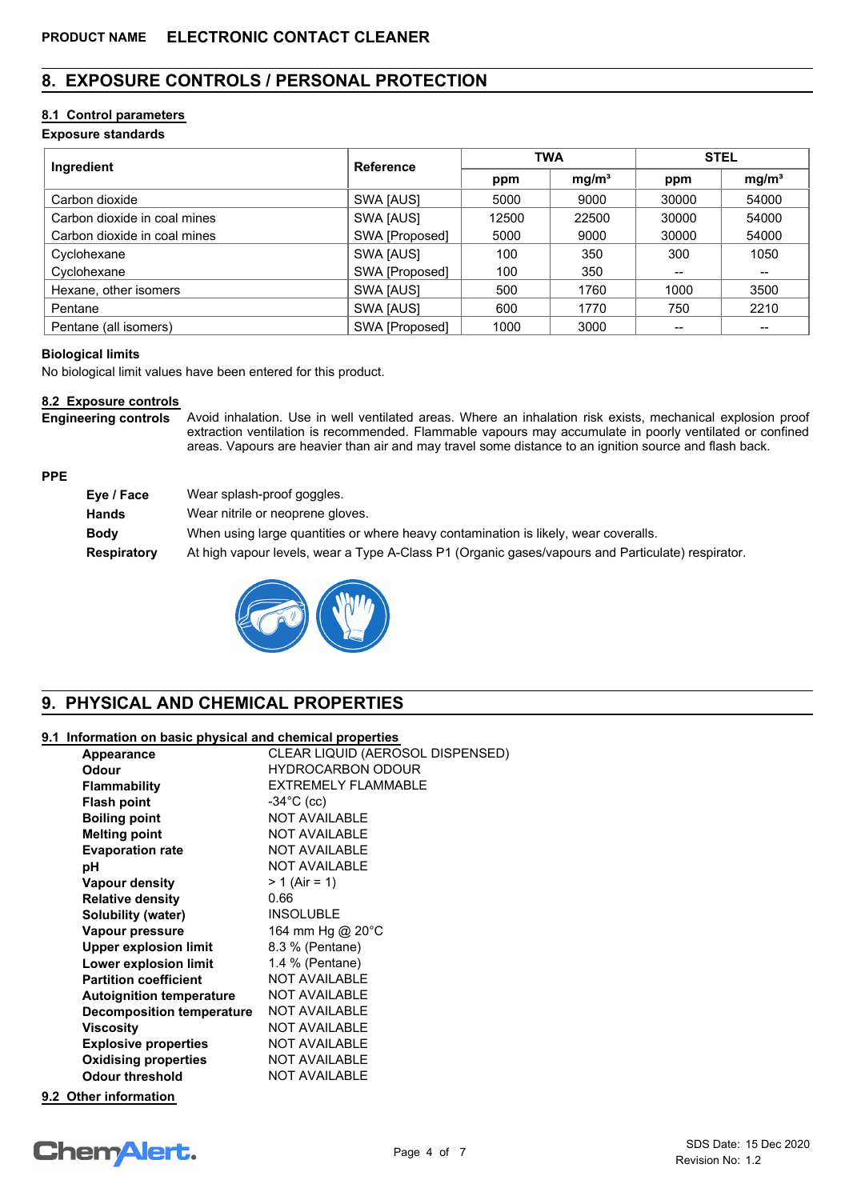PRODUCT NAME **ELECTRONIC CONTACT CLEANER**

## 8. EXPOSURE CONTROLS / PERSONAL PROTECTION

### 8.1 Control parameters

**Exposure standards**

| Ingredient | Reference | TWA | | STEL | |
|---|---|---|---|---|---|
| | | ppm | mg/m³ | ppm | mg/m³ |
| Carbon dioxide | SWA [AUS] | 5000 | 9000 | 30000 | 54000 |
| Carbon dioxide in coal mines | SWA [AUS] | 12500 | 22500 | 30000 | 54000 |
| Carbon dioxide in coal mines | SWA [Proposed] | 5000 | 9000 | 30000 | 54000 |
| Cyclohexane | SWA [AUS] | 100 | 350 | 300 | 1050 |
| Cyclohexane | SWA [Proposed] | 100 | 350 | -- | -- |
| Hexane, other isomers | SWA [AUS] | 500 | 1760 | 1000 | 3500 |
| Pentane | SWA [AUS] | 600 | 1770 | 750 | 2210 |
| Pentane (all isomers) | SWA [Proposed] | 1000 | 3000 | -- | -- |

**Biological limits**

No biological limit values have been entered for this product.

### 8.2 Exposure controls

**Engineering controls** Avoid inhalation. Use in well ventilated areas. Where an inhalation risk exists, mechanical explosion proof extraction ventilation is recommended. Flammable vapours may accumulate in poorly ventilated or confined areas. Vapours are heavier than air and may travel some distance to an ignition source and flash back.

**PPE**

- **Eye / Face** Wear splash-proof goggles.
- **Hands** Wear nitrile or neoprene gloves.
- **Body** When using large quantities or where heavy contamination is likely, wear coveralls.
- **Respiratory** At high vapour levels, wear a Type A-Class P1 (Organic gases/vapours and Particulate) respirator.

## 9. PHYSICAL AND CHEMICAL PROPERTIES

### 9.1 Information on basic physical and chemical properties

| | |
|---|---|
| **Appearance** | CLEAR LIQUID (AEROSOL DISPENSED) |
| **Odour** | HYDROCARBON ODOUR |
| **Flammability** | EXTREMELY FLAMMABLE |
| **Flash point** | -34°C (cc) |
| **Boiling point** | NOT AVAILABLE |
| **Melting point** | NOT AVAILABLE |
| **Evaporation rate** | NOT AVAILABLE |
| **pH** | NOT AVAILABLE |
| **Vapour density** | > 1 (Air = 1) |
| **Relative density** | 0.66 |
| **Solubility (water)** | INSOLUBLE |
| **Vapour pressure** | 164 mm Hg @ 20°C |
| **Upper explosion limit** | 8.3 % (Pentane) |
| **Lower explosion limit** | 1.4 % (Pentane) |
| **Partition coefficient** | NOT AVAILABLE |
| **Autoignition temperature** | NOT AVAILABLE |
| **Decomposition temperature** | NOT AVAILABLE |
| **Viscosity** | NOT AVAILABLE |
| **Explosive properties** | NOT AVAILABLE |
| **Oxidising properties** | NOT AVAILABLE |
| **Odour threshold** | NOT AVAILABLE |

### 9.2 Other information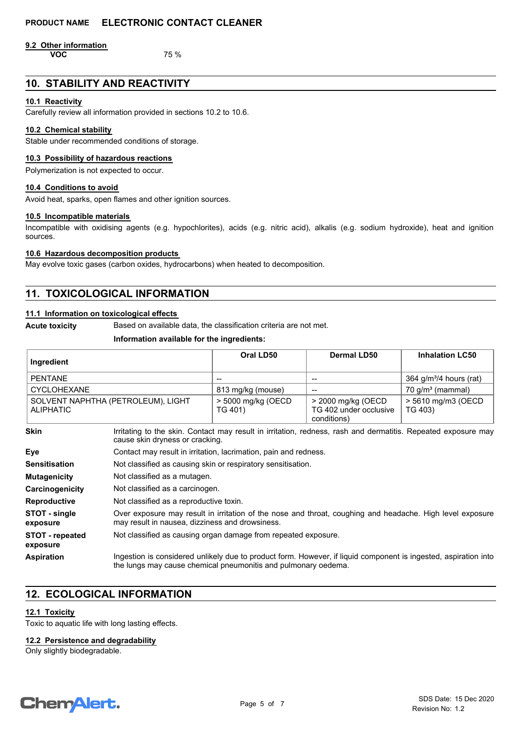### 9.2 Other information

**VOC** 75 %

## 10. STABILITY AND REACTIVITY

### 10.1 Reactivity

Carefully review all information provided in sections 10.2 to 10.6.

### 10.2 Chemical stability

Stable under recommended conditions of storage.

### 10.3 Possibility of hazardous reactions

Polymerization is not expected to occur.

### 10.4 Conditions to avoid

Avoid heat, sparks, open flames and other ignition sources.

### 10.5 Incompatible materials

Incompatible with oxidising agents (e.g. hypochlorites), acids (e.g. nitric acid), alkalis (e.g. sodium hydroxide), heat and ignition sources.

### 10.6 Hazardous decomposition products

May evolve toxic gases (carbon oxides, hydrocarbons) when heated to decomposition.

## 11. TOXICOLOGICAL INFORMATION

### 11.1 Information on toxicological effects

**Acute toxicity** Based on available data, the classification criteria are not met.

**Information available for the ingredients:**

| Ingredient | Oral LD50 | Dermal LD50 | Inhalation LC50 |
|---|---|---|---|
| PENTANE | -- | -- | 364 g/m³/4 hours (rat) |
| CYCLOHEXANE | 813 mg/kg (mouse) | -- | 70 g/m³ (mammal) |
| SOLVENT NAPHTHA (PETROLEUM), LIGHT ALIPHATIC | > 5000 mg/kg (OECD TG 401) | > 2000 mg/kg (OECD TG 402 under occlusive conditions) | > 5610 mg/m3 (OECD TG 403) |

**Skin** Irritating to the skin. Contact may result in irritation, redness, rash and dermatitis. Repeated exposure may cause skin dryness or cracking.

**Eye** Contact may result in irritation, lacrimation, pain and redness.

**Sensitisation** Not classified as causing skin or respiratory sensitisation.

**Mutagenicity** Not classified as a mutagen.

**Carcinogenicity** Not classified as a carcinogen.

**Reproductive** Not classified as a reproductive toxin.

**STOT - single exposure** Over exposure may result in irritation of the nose and throat, coughing and headache. High level exposure may result in nausea, dizziness and drowsiness.

**STOT - repeated exposure** Not classified as causing organ damage from repeated exposure.

**Aspiration** Ingestion is considered unlikely due to product form. However, if liquid component is ingested, aspiration into the lungs may cause chemical pneumonitis and pulmonary oedema.

## 12. ECOLOGICAL INFORMATION

### 12.1 Toxicity

Toxic to aquatic life with long lasting effects.

### 12.2 Persistence and degradability

Only slightly biodegradable.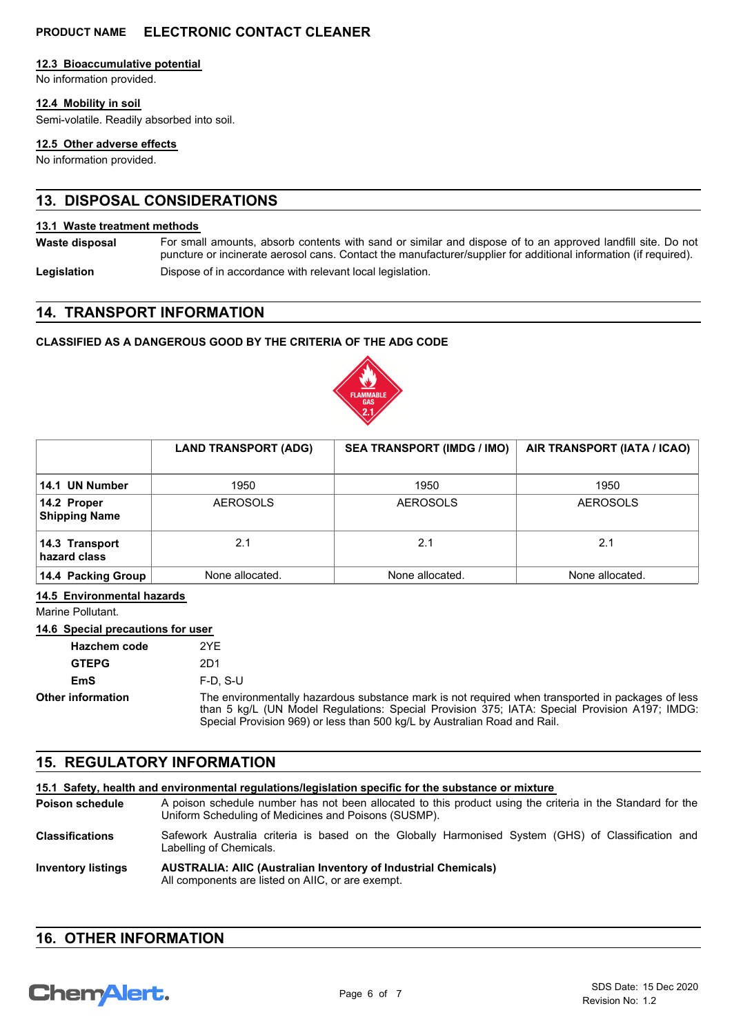### 12.3 Bioaccumulative potential

No information provided.

### 12.4 Mobility in soil

Semi-volatile. Readily absorbed into soil.

### 12.5 Other adverse effects

No information provided.

## 13. DISPOSAL CONSIDERATIONS

### 13.1 Waste treatment methods

**Waste disposal** For small amounts, absorb contents with sand or similar and dispose of to an approved landfill site. Do not puncture or incinerate aerosol cans. Contact the manufacturer/supplier for additional information (if required).

**Legislation** Dispose of in accordance with relevant local legislation.

## 14. TRANSPORT INFORMATION

**CLASSIFIED AS A DANGEROUS GOOD BY THE CRITERIA OF THE ADG CODE**

FLAMMABLE GAS 2.1

| | LAND TRANSPORT (ADG) | SEA TRANSPORT (IMDG / IMO) | AIR TRANSPORT (IATA / ICAO) |
|---|---|---|---|
| **14.1 UN Number** | 1950 | 1950 | 1950 |
| **14.2 Proper Shipping Name** | AEROSOLS | AEROSOLS | AEROSOLS |
| **14.3 Transport hazard class** | 2.1 | 2.1 | 2.1 |
| **14.4 Packing Group** | None allocated. | None allocated. | None allocated. |

### 14.5 Environmental hazards

Marine Pollutant.

### 14.6 Special precautions for user

**Hazchem code** 2YE

**GTEPG** 2D1

**EmS** F-D, S-U

**Other information** The environmentally hazardous substance mark is not required when transported in packages of less than 5 kg/L (UN Model Regulations: Special Provision 375; IATA: Special Provision A197; IMDG: Special Provision 969) or less than 500 kg/L by Australian Road and Rail.

## 15. REGULATORY INFORMATION

### 15.1 Safety, health and environmental regulations/legislation specific for the substance or mixture

**Poison schedule** A poison schedule number has not been allocated to this product using the criteria in the Standard for the Uniform Scheduling of Medicines and Poisons (SUSMP).

**Classifications** Safework Australia criteria is based on the Globally Harmonised System (GHS) of Classification and Labelling of Chemicals.

**Inventory listings** **AUSTRALIA: AIIC (Australian Inventory of Industrial Chemicals)**
All components are listed on AIIC, or are exempt.

## 16. OTHER INFORMATION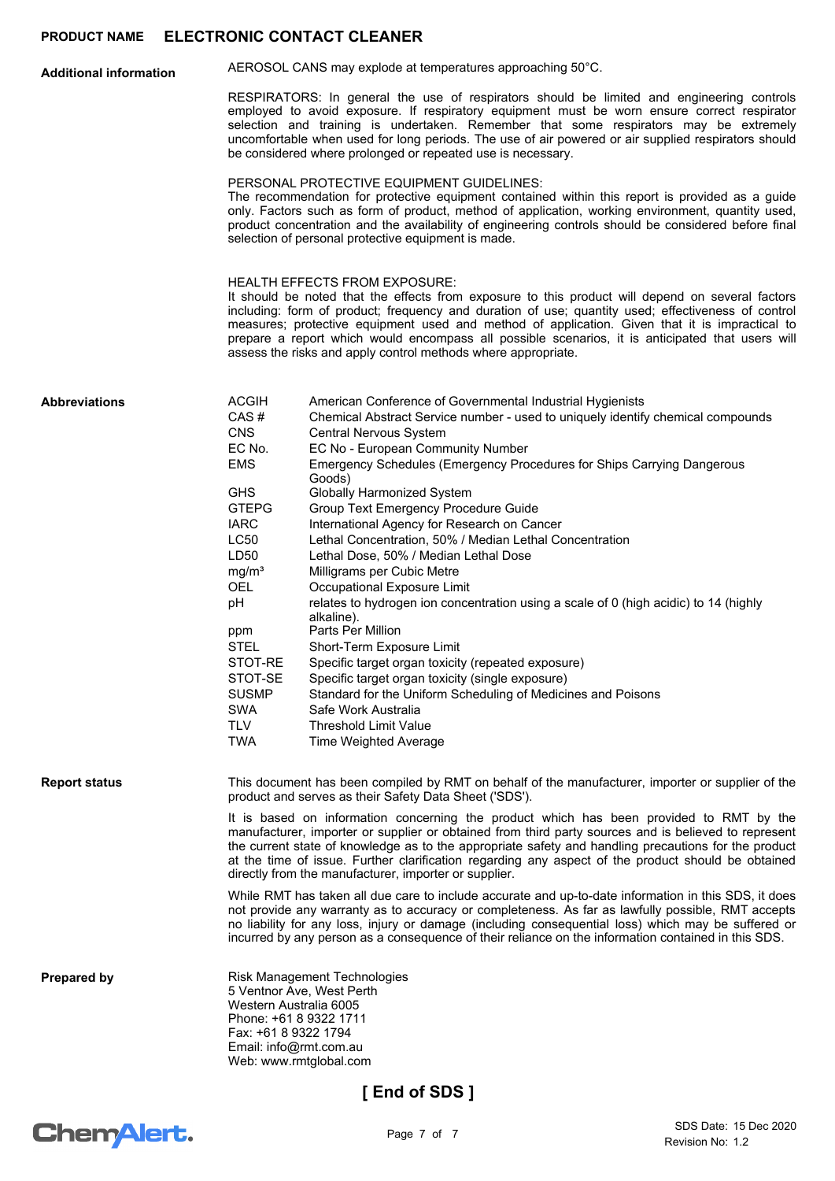**PRODUCT NAME ELECTRONIC CONTACT CLEANER**

**Additional information**

AEROSOL CANS may explode at temperatures approaching 50°C.

RESPIRATORS: In general the use of respirators should be limited and engineering controls employed to avoid exposure. If respiratory equipment must be worn ensure correct respirator selection and training is undertaken. Remember that some respirators may be extremely uncomfortable when used for long periods. The use of air powered or air supplied respirators should be considered where prolonged or repeated use is necessary.

PERSONAL PROTECTIVE EQUIPMENT GUIDELINES:
The recommendation for protective equipment contained within this report is provided as a guide only. Factors such as form of product, method of application, working environment, quantity used, product concentration and the availability of engineering controls should be considered before final selection of personal protective equipment is made.

HEALTH EFFECTS FROM EXPOSURE:
It should be noted that the effects from exposure to this product will depend on several factors including: form of product; frequency and duration of use; quantity used; effectiveness of control measures; protective equipment used and method of application. Given that it is impractical to prepare a report which would encompass all possible scenarios, it is anticipated that users will assess the risks and apply control methods where appropriate.

**Abbreviations**

| | |
|---|---|
| ACGIH | American Conference of Governmental Industrial Hygienists |
| CAS # | Chemical Abstract Service number - used to uniquely identify chemical compounds |
| CNS | Central Nervous System |
| EC No. | EC No - European Community Number |
| EMS | Emergency Schedules (Emergency Procedures for Ships Carrying Dangerous Goods) |
| GHS | Globally Harmonized System |
| GTEPG | Group Text Emergency Procedure Guide |
| IARC | International Agency for Research on Cancer |
| LC50 | Lethal Concentration, 50% / Median Lethal Concentration |
| LD50 | Lethal Dose, 50% / Median Lethal Dose |
| mg/m³ | Milligrams per Cubic Metre |
| OEL | Occupational Exposure Limit |
| pH | relates to hydrogen ion concentration using a scale of 0 (high acidic) to 14 (highly alkaline). |
| ppm | Parts Per Million |
| STEL | Short-Term Exposure Limit |
| STOT-RE | Specific target organ toxicity (repeated exposure) |
| STOT-SE | Specific target organ toxicity (single exposure) |
| SUSMP | Standard for the Uniform Scheduling of Medicines and Poisons |
| SWA | Safe Work Australia |
| TLV | Threshold Limit Value |
| TWA | Time Weighted Average |

**Report status**

This document has been compiled by RMT on behalf of the manufacturer, importer or supplier of the product and serves as their Safety Data Sheet ('SDS').

It is based on information concerning the product which has been provided to RMT by the manufacturer, importer or supplier or obtained from third party sources and is believed to represent the current state of knowledge as to the appropriate safety and handling precautions for the product at the time of issue. Further clarification regarding any aspect of the product should be obtained directly from the manufacturer, importer or supplier.

While RMT has taken all due care to include accurate and up-to-date information in this SDS, it does not provide any warranty as to accuracy or completeness. As far as lawfully possible, RMT accepts no liability for any loss, injury or damage (including consequential loss) which may be suffered or incurred by any person as a consequence of their reliance on the information contained in this SDS.

**Prepared by**

Risk Management Technologies
5 Ventnor Ave, West Perth
Western Australia 6005
Phone: +61 8 9322 1711
Fax: +61 8 9322 1794
Email: info@rmt.com.au
Web: www.rmtglobal.com

**[ End of SDS ]**

SDS Date: 15 Dec 2020
Revision No: 1.2